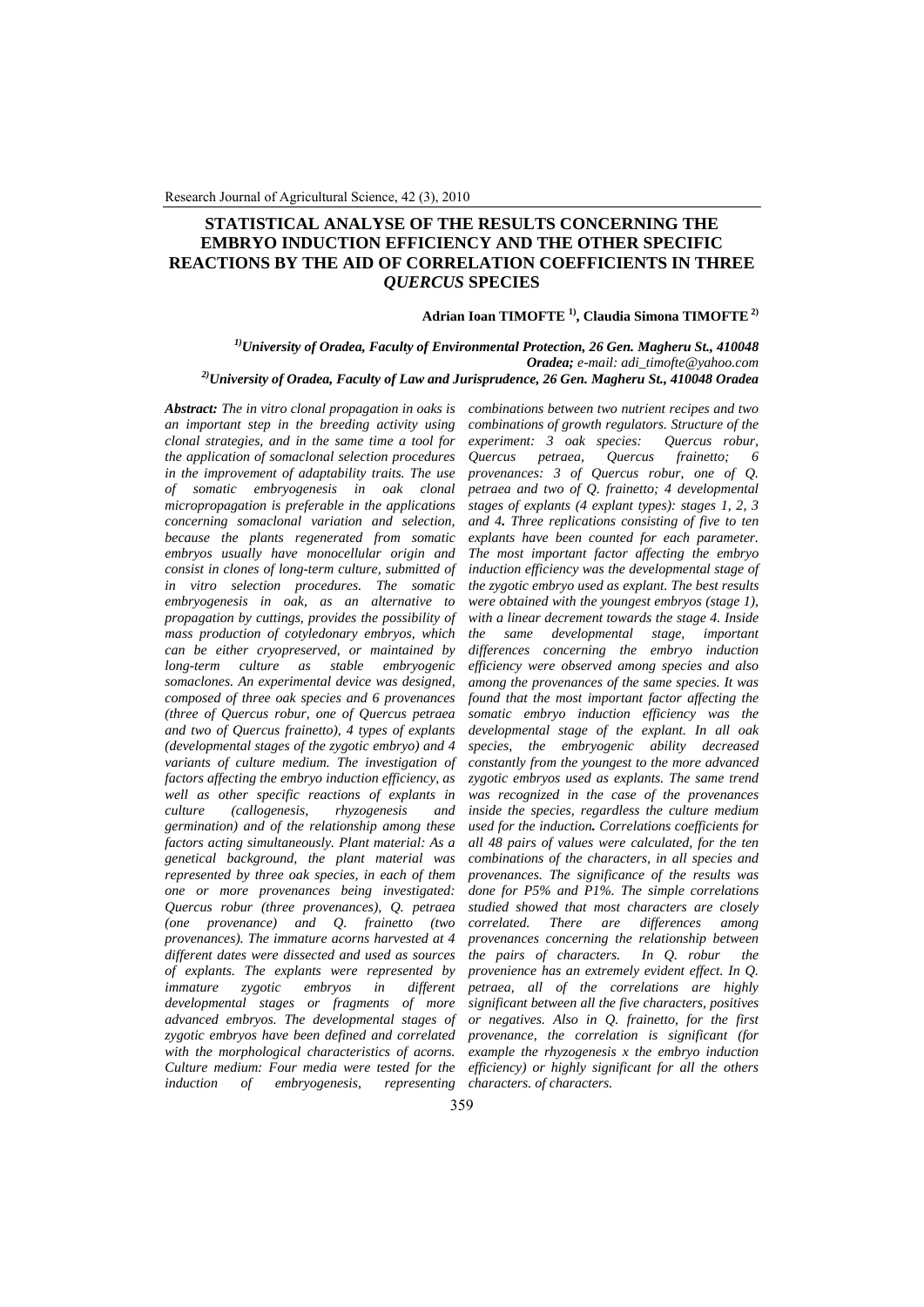# STATISTICAL ANALYSE OF THE RESULTS CONCERNING THE EMBRYO INDUCTION EFFICIENCY AND THE OTHER SPECIFIC REACTIONS BY THE AID OF CORRELATION COEFFICIENTS IN THREE *QUERCUS* SPECIES

**Adrian Ioan TIMOFTE [1], Claudia Simona TIMOFTE [2]**

***[1]University of Oradea, Faculty of Environmental Protection, 26 Gen. Magheru St., 410048 Oradea;*** *e-mail: adi_timofte@yahoo.com*
***[2]University of Oradea, Faculty of Law and Jurisprudence, 26 Gen. Magheru St., 410048 Oradea***

***Abstract:*** *The in vitro clonal propagation in oaks is an important step in the breeding activity using clonal strategies, and in the same time a tool for the application of somaclonal selection procedures in the improvement of adaptability traits. The use of somatic embryogenesis in oak clonal micropropagation is preferable in the applications concerning somaclonal variation and selection, because the plants regenerated from somatic embryos usually have monocellular origin and consist in clones of long-term culture, submitted of in vitro selection procedures. The somatic embryogenesis in oak, as an alternative to propagation by cuttings, provides the possibility of mass production of cotyledonary embryos, which can be either cryopreserved, or maintained by long-term culture as stable embryogenic somaclones. An experimental device was designed, composed of three oak species and 6 provenances (three of Quercus robur, one of Quercus petraea and two of Quercus frainetto), 4 types of explants (developmental stages of the zygotic embryo) and 4 variants of culture medium. The investigation of factors affecting the embryo induction efficiency, as well as other specific reactions of explants in culture (callogenesis, rhyzogenesis and germination) and of the relationship among these factors acting simultaneously. Plant material: As a genetical background, the plant material was represented by three oak species, in each of them one or more provenances being investigated: Quercus robur (three provenances), Q. petraea (one provenance) and Q. frainetto (two provenances). The immature acorns harvested at 4 different dates were dissected and used as sources of explants. The explants were represented by immature zygotic embryos in different developmental stages or fragments of more advanced embryos. The developmental stages of zygotic embryos have been defined and correlated with the morphological characteristics of acorns. Culture medium: Four media were tested for the induction of embryogenesis, representing combinations between two nutrient recipes and two combinations of growth regulators. Structure of the experiment: 3 oak species: Quercus robur, Quercus petraea, Quercus frainetto; 6 provenances: 3 of Quercus robur, one of Q. petraea and two of Q. frainetto; 4 developmental stages of explants (4 explant types): stages 1, 2, 3 and 4*. *Three replications consisting of five to ten explants have been counted for each parameter. The most important factor affecting the embryo induction efficiency was the developmental stage of the zygotic embryo used as explant. The best results were obtained with the youngest embryos (stage 1), with a linear decrement towards the stage 4. Inside the same developmental stage, important differences concerning the embryo induction efficiency were observed among species and also among the provenances of the same species. It was found that the most important factor affecting the somatic embryo induction efficiency was the developmental stage of the explant. In all oak species, the embryogenic ability decreased constantly from the youngest to the more advanced zygotic embryos used as explants. The same trend was recognized in the case of the provenances inside the species, regardless the culture medium used for the induction***.*** *Correlations coefficients for all 48 pairs of values were calculated, for the ten combinations of the characters, in all species and provenances. The significance of the results was done for P5% and P1%. The simple correlations studied showed that most characters are closely correlated. There are differences among provenances concerning the relationship between the pairs of characters. In Q. robur the provenience has an extremely evident effect. In Q. petraea, all of the correlations are highly significant between all the five characters, positives or negatives. Also in Q. frainetto, for the first provenance, the correlation is significant (for example the rhyzogenesis x the embryo induction efficiency) or highly significant for all the others characters. of characters.*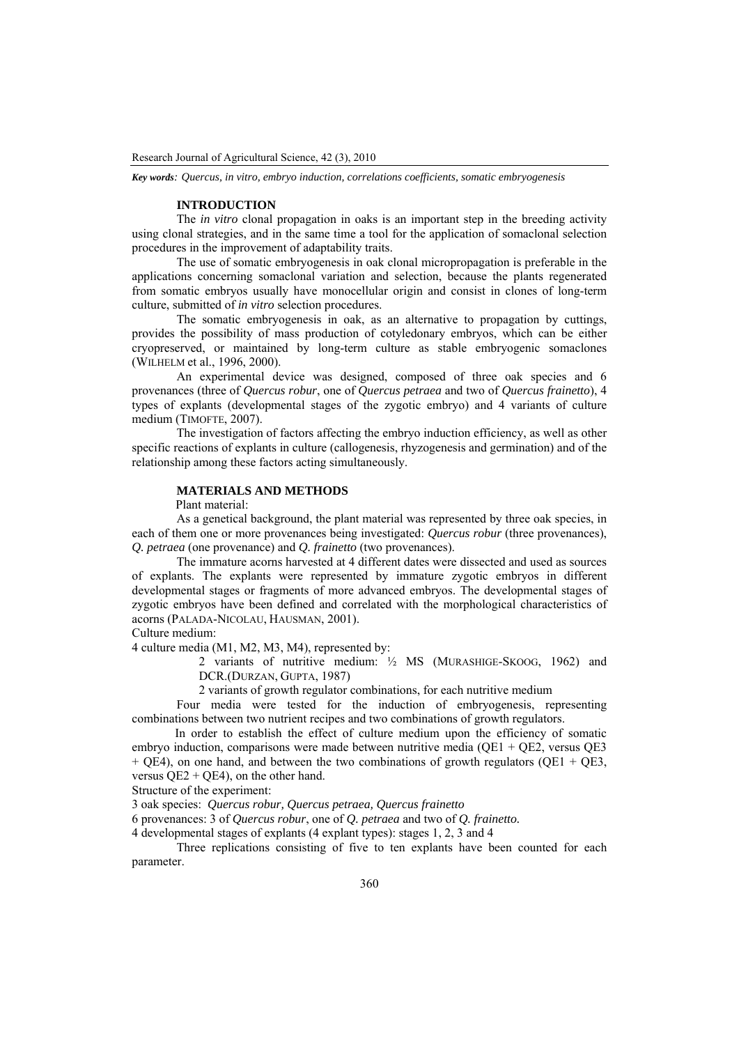*Key words: Quercus, in vitro, embryo induction, correlations coefficients, somatic embryogenesis*

## INTRODUCTION

The *in vitro* clonal propagation in oaks is an important step in the breeding activity using clonal strategies, and in the same time a tool for the application of somaclonal selection procedures in the improvement of adaptability traits.

The use of somatic embryogenesis in oak clonal micropropagation is preferable in the applications concerning somaclonal variation and selection, because the plants regenerated from somatic embryos usually have monocellular origin and consist in clones of long-term culture, submitted of *in vitro* selection procedures.

The somatic embryogenesis in oak, as an alternative to propagation by cuttings, provides the possibility of mass production of cotyledonary embryos, which can be either cryopreserved, or maintained by long-term culture as stable embryogenic somaclones (WILHELM et al., 1996, 2000).

An experimental device was designed, composed of three oak species and 6 provenances (three of *Quercus robur*, one of *Quercus petraea* and two of *Quercus frainetto*), 4 types of explants (developmental stages of the zygotic embryo) and 4 variants of culture medium (TIMOFTE, 2007).

The investigation of factors affecting the embryo induction efficiency, as well as other specific reactions of explants in culture (callogenesis, rhyzogenesis and germination) and of the relationship among these factors acting simultaneously.

## MATERIALS AND METHODS

Plant material:

As a genetical background, the plant material was represented by three oak species, in each of them one or more provenances being investigated: *Quercus robur* (three provenances), *Q. petraea* (one provenance) and *Q. frainetto* (two provenances).

The immature acorns harvested at 4 different dates were dissected and used as sources of explants. The explants were represented by immature zygotic embryos in different developmental stages or fragments of more advanced embryos. The developmental stages of zygotic embryos have been defined and correlated with the morphological characteristics of acorns (PALADA-NICOLAU, HAUSMAN, 2001).

Culture medium:

4 culture media (M1, M2, M3, M4), represented by:

- 2 variants of nutritive medium: ½ MS (MURASHIGE-SKOOG, 1962) and DCR.(DURZAN, GUPTA, 1987)
- 2 variants of growth regulator combinations, for each nutritive medium

Four media were tested for the induction of embryogenesis, representing combinations between two nutrient recipes and two combinations of growth regulators.

In order to establish the effect of culture medium upon the efficiency of somatic embryo induction, comparisons were made between nutritive media (QE1 + QE2, versus QE3 + QE4), on one hand, and between the two combinations of growth regulators (QE1 + QE3, versus QE2 + QE4), on the other hand.

Structure of the experiment:

3 oak species: *Quercus robur, Quercus petraea, Quercus frainetto*

6 provenances: 3 of *Quercus robur*, one of *Q. petraea* and two of *Q. frainetto.*

4 developmental stages of explants (4 explant types): stages 1, 2, 3 and 4

Three replications consisting of five to ten explants have been counted for each parameter.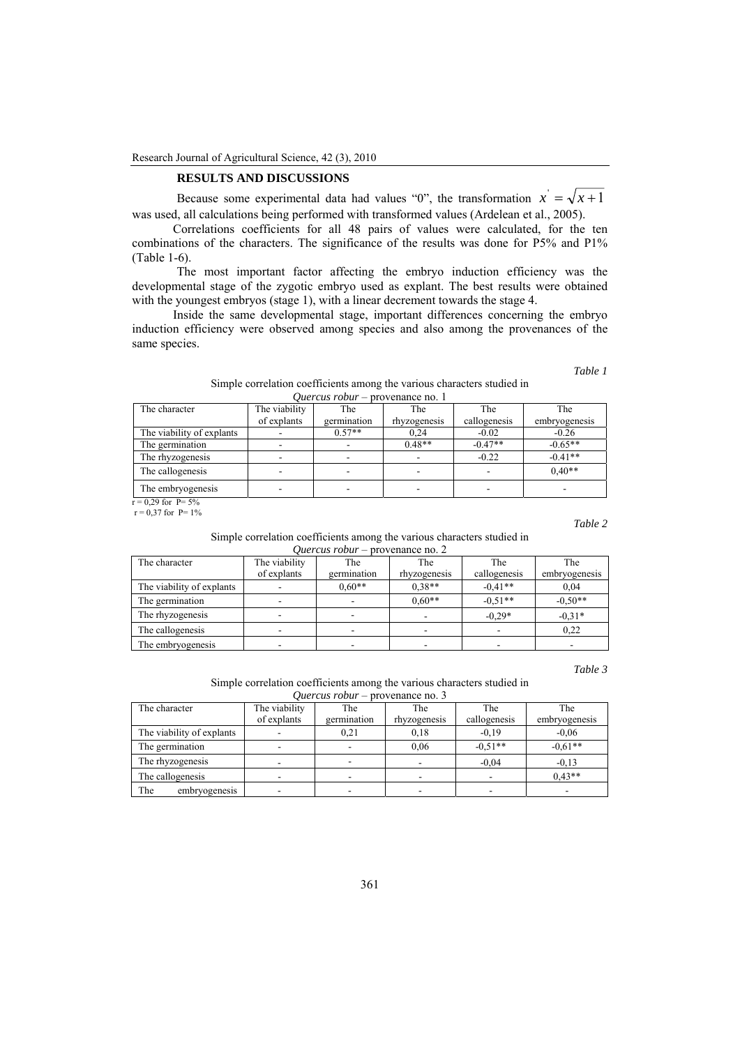## RESULTS AND DISCUSSIONS

Because some experimental data had values "0", the transformation $x' = \sqrt{x+1}$ was used, all calculations being performed with transformed values (Ardelean et al., 2005).

Correlations coefficients for all 48 pairs of values were calculated, for the ten combinations of the characters. The significance of the results was done for P5% and P1% (Table 1-6).

The most important factor affecting the embryo induction efficiency was the developmental stage of the zygotic embryo used as explant. The best results were obtained with the youngest embryos (stage 1), with a linear decrement towards the stage 4.

Inside the same developmental stage, important differences concerning the embryo induction efficiency were observed among species and also among the provenances of the same species.

*Table 1*

Simple correlation coefficients among the various characters studied in *Quercus robur* – provenance no. 1

| The character | The viability of explants | The germination | The rhyzogenesis | The callogenesis | The embryogenesis |
|---|---|---|---|---|---|
| The viability of explants | - | 0.57** | 0,24 | -0.02 | -0.26 |
| The germination | - | - | 0.48** | -0.47** | -0.65** |
| The rhyzogenesis | - | - | - | -0.22 | -0.41** |
| The callogenesis | - | - | - | - | 0,40** |
| The embryogenesis | - | - | - | - | - |

r = 0,29 for P= 5%
r = 0,37 for P= 1%

*Table 2*

Simple correlation coefficients among the various characters studied in *Quercus robur* – provenance no. 2

| The character | The viability of explants | The germination | The rhyzogenesis | The callogenesis | The embryogenesis |
|---|---|---|---|---|---|
| The viability of explants | - | 0,60** | 0,38** | -0,41** | 0,04 |
| The germination | - | - | 0,60** | -0,51** | -0,50** |
| The rhyzogenesis | - | - | - | -0,29* | -0,31* |
| The callogenesis | - | - | - | - | 0,22 |
| The embryogenesis | - | - | - | - | - |

*Table 3*

Simple correlation coefficients among the various characters studied in *Quercus robur* – provenance no. 3

| The character | The viability of explants | The germination | The rhyzogenesis | The callogenesis | The embryogenesis |
|---|---|---|---|---|---|
| The viability of explants | - | 0,21 | 0,18 | -0,19 | -0,06 |
| The germination | - | - | 0,06 | -0,51** | -0,61** |
| The rhyzogenesis | - | - | - | -0,04 | -0,13 |
| The callogenesis | - | - | - | - | 0,43** |
| The embryogenesis | - | - | - | - | - |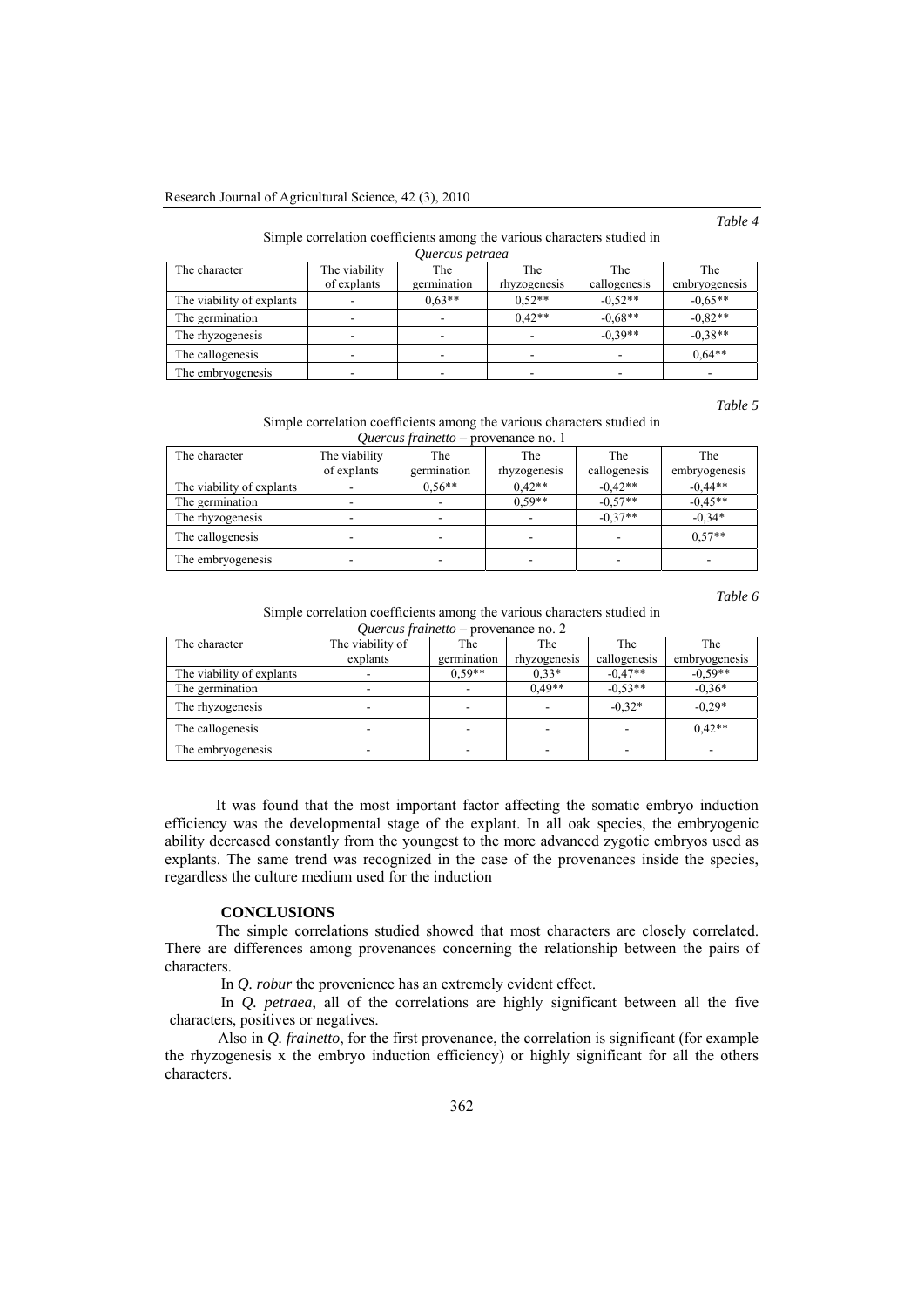*Table 4*

Simple correlation coefficients among the various characters studied in *Quercus petraea*

| The character | The viability of explants | The germination | The rhyzogenesis | The callogenesis | The embryogenesis |
|---|---|---|---|---|---|
| The viability of explants | - | 0,63** | 0,52** | -0,52** | -0,65** |
| The germination | - | - | 0,42** | -0,68** | -0,82** |
| The rhyzogenesis | - | - | - | -0,39** | -0,38** |
| The callogenesis | - | - | - | - | 0,64** |
| The embryogenesis | - | - | - | - | - |

*Table 5*

Simple correlation coefficients among the various characters studied in *Quercus frainetto* – provenance no. 1

| The character | The viability of explants | The germination | The rhyzogenesis | The callogenesis | The embryogenesis |
|---|---|---|---|---|---|
| The viability of explants | - | 0,56** | 0,42** | -0,42** | -0,44** |
| The germination | - | - | 0,59** | -0,57** | -0,45** |
| The rhyzogenesis | - | - | - | -0,37** | -0,34* |
| The callogenesis | - | - | - | - | 0,57** |
| The embryogenesis | - | - | - | - | - |

*Table 6*

Simple correlation coefficients among the various characters studied in *Quercus frainetto* – provenance no. 2

| The character | The viability of explants | The germination | The rhyzogenesis | The callogenesis | The embryogenesis |
|---|---|---|---|---|---|
| The viability of explants | - | 0,59** | 0,33* | -0,47** | -0,59** |
| The germination | - | - | 0,49** | -0,53** | -0,36* |
| The rhyzogenesis | - | - | - | -0,32* | -0,29* |
| The callogenesis | - | - | - | - | 0,42** |
| The embryogenesis | - | - | - | - | - |

It was found that the most important factor affecting the somatic embryo induction efficiency was the developmental stage of the explant. In all oak species, the embryogenic ability decreased constantly from the youngest to the more advanced zygotic embryos used as explants. The same trend was recognized in the case of the provenances inside the species, regardless the culture medium used for the induction

## CONCLUSIONS

The simple correlations studied showed that most characters are closely correlated. There are differences among provenances concerning the relationship between the pairs of characters.

In *Q. robur* the provenience has an extremely evident effect.

In *Q. petraea*, all of the correlations are highly significant between all the five characters, positives or negatives.

Also in *Q. frainetto*, for the first provenance, the correlation is significant (for example the rhyzogenesis x the embryo induction efficiency) or highly significant for all the others characters.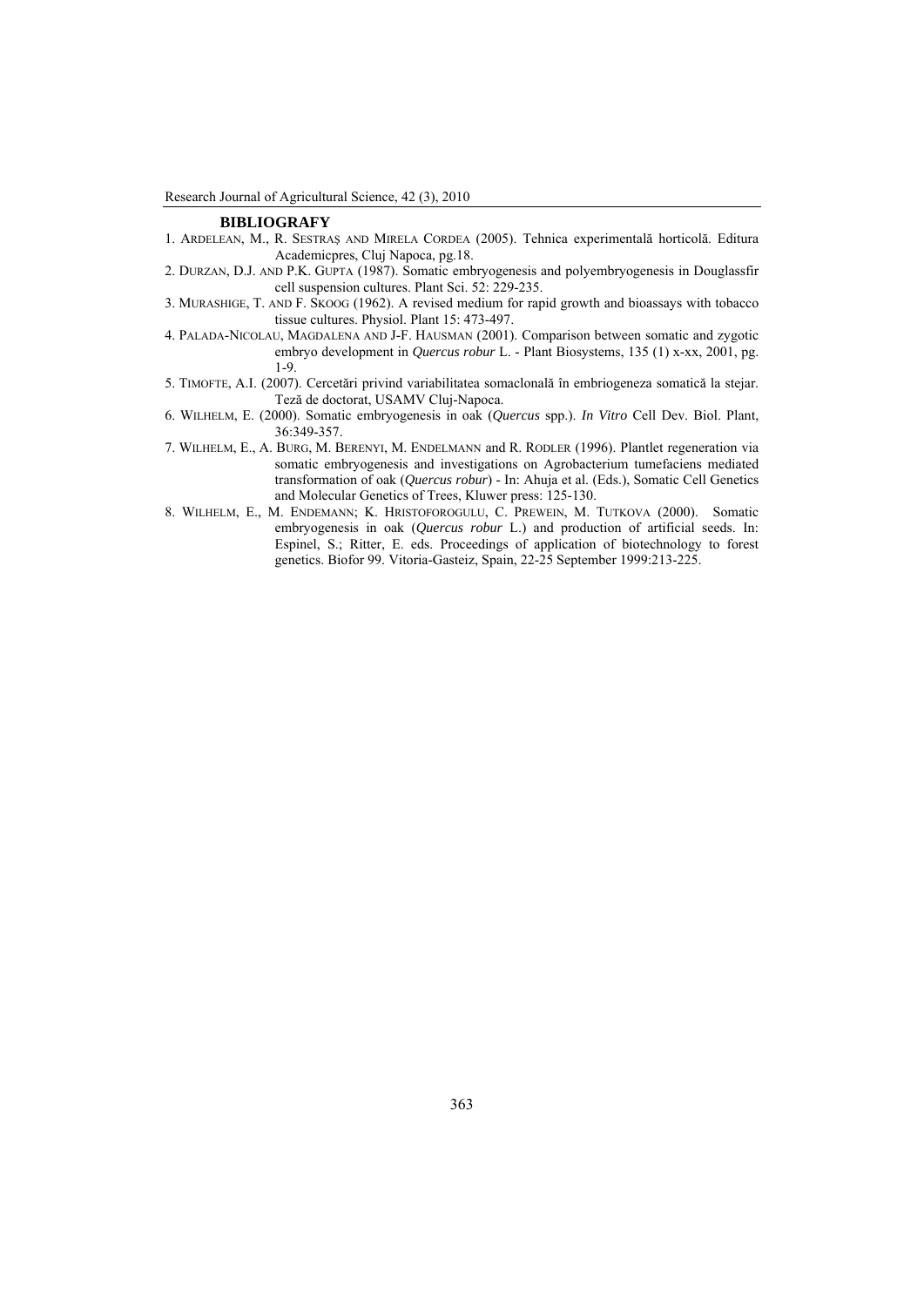## BIBLIOGRAFY

1. ARDELEAN, M., R. SESTRAȘ AND MIRELA CORDEA (2005). Tehnica experimentală horticolă. Editura Academicpres, Cluj Napoca, pg.18.
2. DURZAN, D.J. AND P.K. GUPTA (1987). Somatic embryogenesis and polyembryogenesis in Douglassfir cell suspension cultures. Plant Sci. 52: 229-235.
3. MURASHIGE, T. AND F. SKOOG (1962). A revised medium for rapid growth and bioassays with tobacco tissue cultures. Physiol. Plant 15: 473-497.
4. PALADA-NICOLAU, MAGDALENA AND J-F. HAUSMAN (2001). Comparison between somatic and zygotic embryo development in *Quercus robur* L. - Plant Biosystems, 135 (1) x-xx, 2001, pg. 1-9.
5. TIMOFTE, A.I. (2007). Cercetări privind variabilitatea somaclonală în embriogeneza somatică la stejar. Teză de doctorat, USAMV Cluj-Napoca.
6. WILHELM, E. (2000). Somatic embryogenesis in oak (*Quercus* spp.). *In Vitro* Cell Dev. Biol. Plant, 36:349-357.
7. WILHELM, E., A. BURG, M. BERENYI, M. ENDELMANN and R. RODLER (1996). Plantlet regeneration via somatic embryogenesis and investigations on Agrobacterium tumefaciens mediated transformation of oak (*Quercus robur*) - In: Ahuja et al. (Eds.), Somatic Cell Genetics and Molecular Genetics of Trees, Kluwer press: 125-130.
8. WILHELM, E., M. ENDEMANN; K. HRISTOFOROGULU, C. PREWEIN, M. TUTKOVA (2000). Somatic embryogenesis in oak (*Quercus robur* L.) and production of artificial seeds. In: Espinel, S.; Ritter, E. eds. Proceedings of application of biotechnology to forest genetics. Biofor 99. Vitoria-Gasteiz, Spain, 22-25 September 1999:213-225.